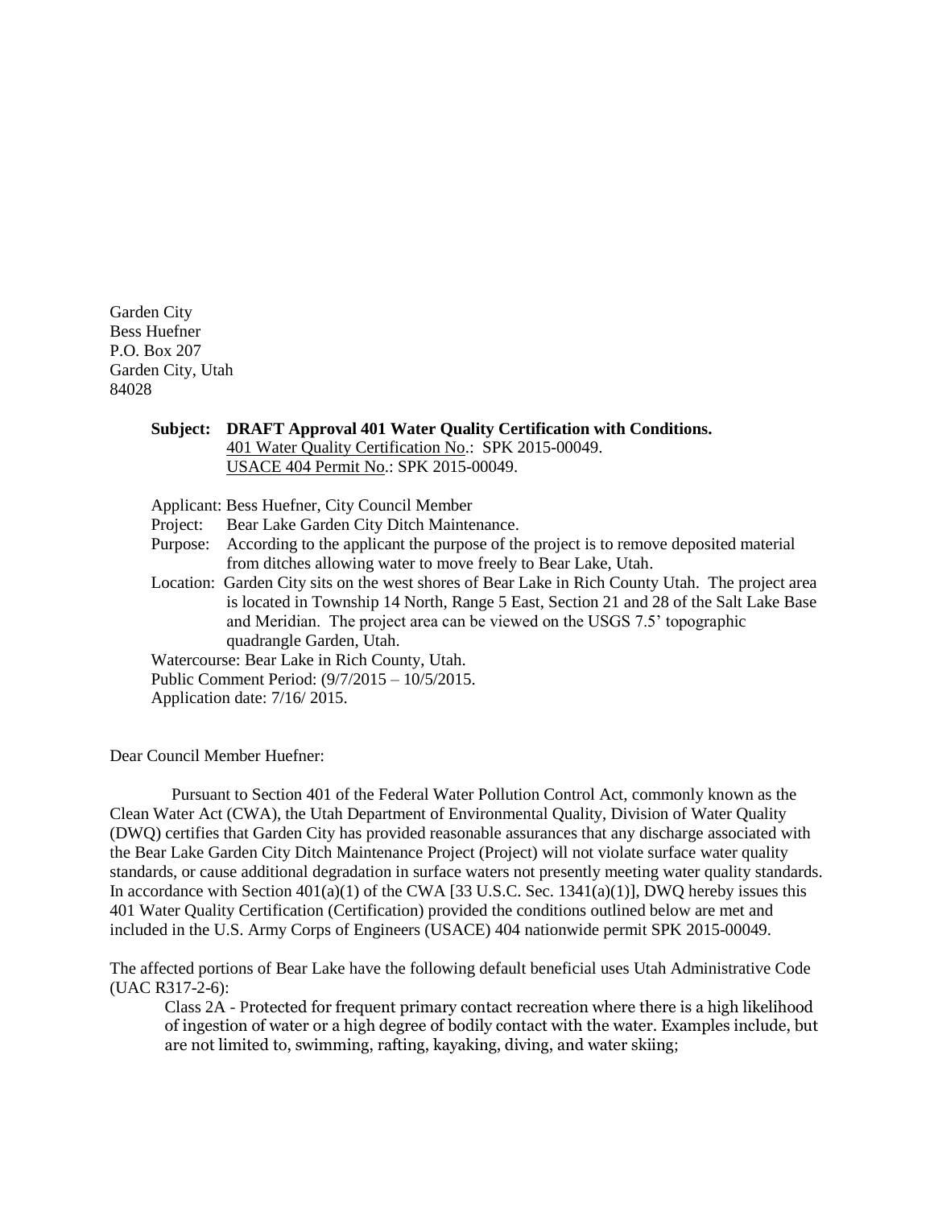Garden City
Bess Huefner
P.O. Box 207
Garden City, Utah
84028

**Subject: DRAFT Approval 401 Water Quality Certification with Conditions.**
401 Water Quality Certification No.: SPK 2015-00049.
USACE 404 Permit No.: SPK 2015-00049.

Applicant: Bess Huefner, City Council Member
Project: Bear Lake Garden City Ditch Maintenance.
Purpose: According to the applicant the purpose of the project is to remove deposited material from ditches allowing water to move freely to Bear Lake, Utah.
Location: Garden City sits on the west shores of Bear Lake in Rich County Utah. The project area is located in Township 14 North, Range 5 East, Section 21 and 28 of the Salt Lake Base and Meridian. The project area can be viewed on the USGS 7.5' topographic quadrangle Garden, Utah.
Watercourse: Bear Lake in Rich County, Utah.
Public Comment Period: (9/7/2015 – 10/5/2015.
Application date: 7/16/ 2015.

Dear Council Member Huefner:

Pursuant to Section 401 of the Federal Water Pollution Control Act, commonly known as the Clean Water Act (CWA), the Utah Department of Environmental Quality, Division of Water Quality (DWQ) certifies that Garden City has provided reasonable assurances that any discharge associated with the Bear Lake Garden City Ditch Maintenance Project (Project) will not violate surface water quality standards, or cause additional degradation in surface waters not presently meeting water quality standards. In accordance with Section 401(a)(1) of the CWA [33 U.S.C. Sec. 1341(a)(1)], DWQ hereby issues this 401 Water Quality Certification (Certification) provided the conditions outlined below are met and included in the U.S. Army Corps of Engineers (USACE) 404 nationwide permit SPK 2015-00049.

The affected portions of Bear Lake have the following default beneficial uses Utah Administrative Code (UAC R317-2-6):

Class 2A - Protected for frequent primary contact recreation where there is a high likelihood of ingestion of water or a high degree of bodily contact with the water. Examples include, but are not limited to, swimming, rafting, kayaking, diving, and water skiing;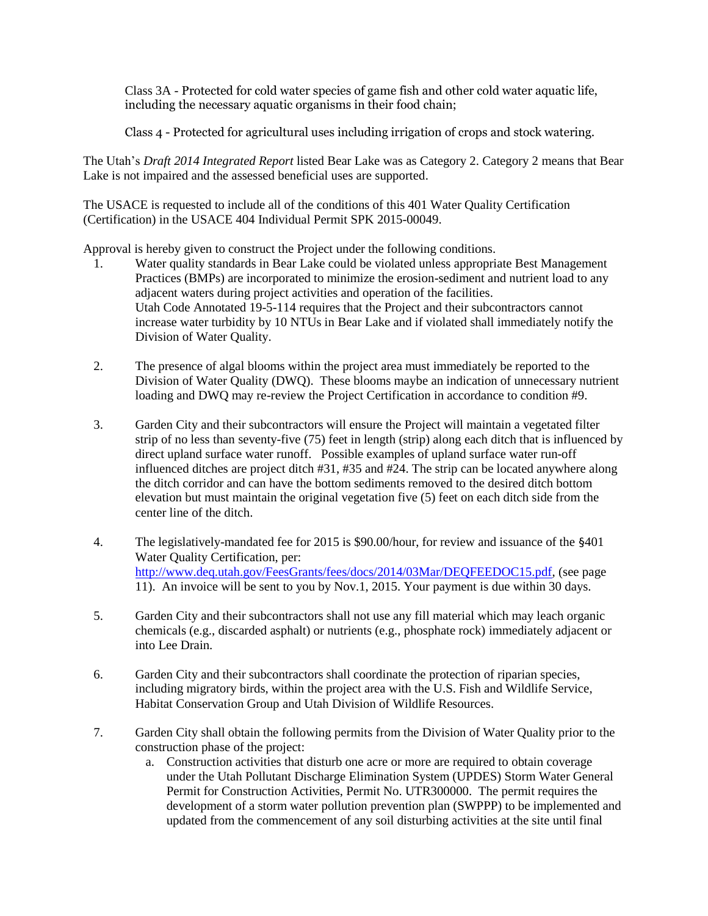Class 3A - Protected for cold water species of game fish and other cold water aquatic life, including the necessary aquatic organisms in their food chain;

Class 4 - Protected for agricultural uses including irrigation of crops and stock watering.

The Utah's *Draft 2014 Integrated Report* listed Bear Lake was as Category 2. Category 2 means that Bear Lake is not impaired and the assessed beneficial uses are supported.

The USACE is requested to include all of the conditions of this 401 Water Quality Certification (Certification) in the USACE 404 Individual Permit SPK 2015-00049.

Approval is hereby given to construct the Project under the following conditions.

1. Water quality standards in Bear Lake could be violated unless appropriate Best Management Practices (BMPs) are incorporated to minimize the erosion-sediment and nutrient load to any adjacent waters during project activities and operation of the facilities.
   Utah Code Annotated 19-5-114 requires that the Project and their subcontractors cannot increase water turbidity by 10 NTUs in Bear Lake and if violated shall immediately notify the Division of Water Quality.

2. The presence of algal blooms within the project area must immediately be reported to the Division of Water Quality (DWQ). These blooms maybe an indication of unnecessary nutrient loading and DWQ may re-review the Project Certification in accordance to condition #9.

3. Garden City and their subcontractors will ensure the Project will maintain a vegetated filter strip of no less than seventy-five (75) feet in length (strip) along each ditch that is influenced by direct upland surface water runoff. Possible examples of upland surface water run-off influenced ditches are project ditch #31, #35 and #24. The strip can be located anywhere along the ditch corridor and can have the bottom sediments removed to the desired ditch bottom elevation but must maintain the original vegetation five (5) feet on each ditch side from the center line of the ditch.

4. The legislatively-mandated fee for 2015 is $90.00/hour, for review and issuance of the §401 Water Quality Certification, per: http://www.deq.utah.gov/FeesGrants/fees/docs/2014/03Mar/DEQFEEDOC15.pdf, (see page 11). An invoice will be sent to you by Nov.1, 2015. Your payment is due within 30 days.

5. Garden City and their subcontractors shall not use any fill material which may leach organic chemicals (e.g., discarded asphalt) or nutrients (e.g., phosphate rock) immediately adjacent or into Lee Drain.

6. Garden City and their subcontractors shall coordinate the protection of riparian species, including migratory birds, within the project area with the U.S. Fish and Wildlife Service, Habitat Conservation Group and Utah Division of Wildlife Resources.

7. Garden City shall obtain the following permits from the Division of Water Quality prior to the construction phase of the project:
   a. Construction activities that disturb one acre or more are required to obtain coverage under the Utah Pollutant Discharge Elimination System (UPDES) Storm Water General Permit for Construction Activities, Permit No. UTR300000. The permit requires the development of a storm water pollution prevention plan (SWPPP) to be implemented and updated from the commencement of any soil disturbing activities at the site until final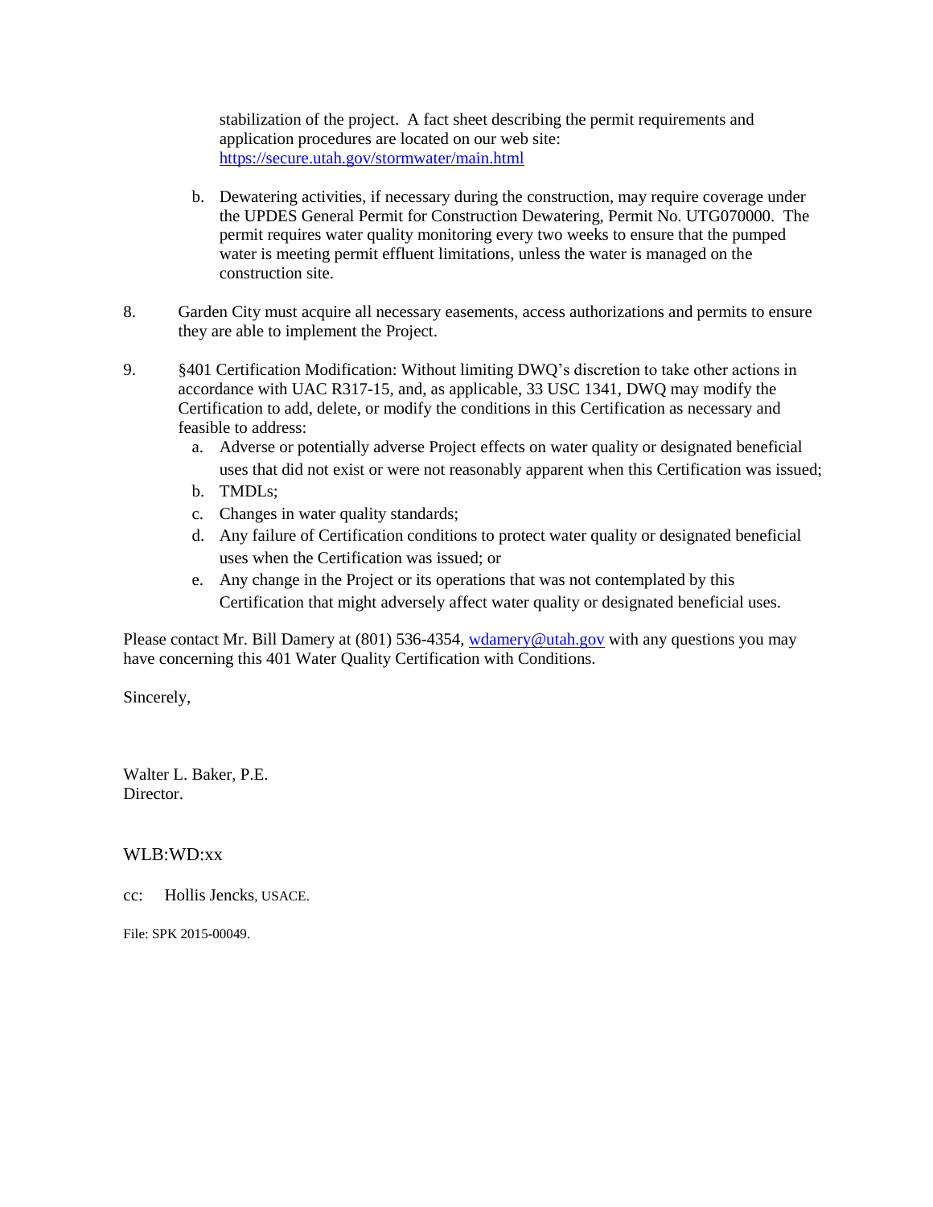stabilization of the project. A fact sheet describing the permit requirements and application procedures are located on our web site: https://secure.utah.gov/stormwater/main.html

   b. Dewatering activities, if necessary during the construction, may require coverage under the UPDES General Permit for Construction Dewatering, Permit No. UTG070000. The permit requires water quality monitoring every two weeks to ensure that the pumped water is meeting permit effluent limitations, unless the water is managed on the construction site.

8. Garden City must acquire all necessary easements, access authorizations and permits to ensure they are able to implement the Project.

9. §401 Certification Modification: Without limiting DWQ's discretion to take other actions in accordance with UAC R317-15, and, as applicable, 33 USC 1341, DWQ may modify the Certification to add, delete, or modify the conditions in this Certification as necessary and feasible to address:
   a. Adverse or potentially adverse Project effects on water quality or designated beneficial uses that did not exist or were not reasonably apparent when this Certification was issued;
   b. TMDLs;
   c. Changes in water quality standards;
   d. Any failure of Certification conditions to protect water quality or designated beneficial uses when the Certification was issued; or
   e. Any change in the Project or its operations that was not contemplated by this Certification that might adversely affect water quality or designated beneficial uses.

Please contact Mr. Bill Damery at (801) 536-4354, wdamery@utah.gov with any questions you may have concerning this 401 Water Quality Certification with Conditions.

Sincerely,

Walter L. Baker, P.E.
Director.

WLB:WD:xx

cc: Hollis Jencks, USACE.

File: SPK 2015-00049.